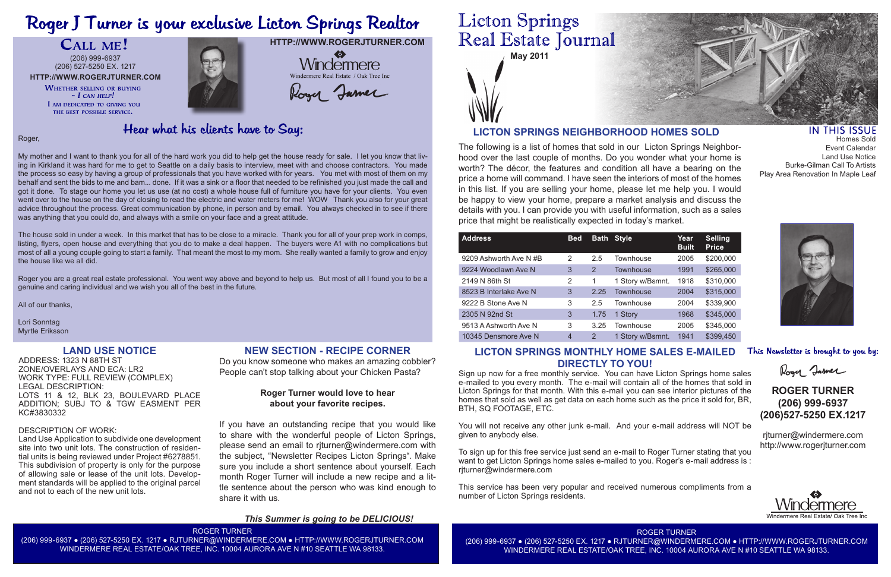# Roger J Turner is your exclusive Licton Springs Realtor

## Call Me!

(206) 999-6937
(206) 527-5250 EX. 1217
HTTP://WWW.ROGERJTURNER.COM

Whether selling or buying – *I can help!* I am dedicated to giving you the best possible service.

HTTP://WWW.ROGERJTURNER.COM

Windermere
Windermere Real Estate / Oak Tree Inc

Roger Turner

## Hear what his clients have to Say:

Roger,

My mother and I want to thank you for all of the hard work you did to help get the house ready for sale. I let you know that living in Kirkland it was hard for me to get to Seattle on a daily basis to interview, meet with and choose contractors. You made the process so easy by having a group of professionals that you have worked with for years. You met with most of them on my behalf and sent the bids to me and bam... done. If it was a sink or a floor that needed to be refinished you just made the call and got it done. To stage our home you let us use (at no cost) a whole house full of furniture you have for your clients. You even went over to the house on the day of closing to read the electric and water meters for me! WOW Thank you also for your great advice throughout the process. Great communication by phone, in person and by email. You always checked in to see if there was anything that you could do, and always with a smile on your face and a great attitude.

The house sold in under a week. In this market that has to be close to a miracle. Thank you for all of your prep work in comps, listing, flyers, open house and everything that you do to make a deal happen. The buyers were A1 with no complications but most of all a young couple going to start a family. That meant the most to my mom. She really wanted a family to grow and enjoy the house like we all did.

Roger you are a great real estate professional. You went way above and beyond to help us. But most of all I found you to be a genuine and caring individual and we wish you all of the best in the future.

All of our thanks,

Lori Sonntag
Myrtle Eriksson

## LAND USE NOTICE

ADDRESS: 1323 N 88TH ST
ZONE/OVERLAYS AND ECA: LR2
WORK TYPE: FULL REVIEW (COMPLEX)
LEGAL DESCRIPTION:
LOTS 11 & 12, BLK 23, BOULEVARD PLACE ADDITION; SUBJ TO & TGW EASMENT PER KC#3830332

DESCRIPTION OF WORK:
Land Use Application to subdivide one development site into two unit lots. The construction of residential units is being reviewed under Project #6278851. This subdivision of property is only for the purpose of allowing sale or lease of the unit lots. Development standards will be applied to the original parcel and not to each of the new unit lots.

## NEW SECTION - RECIPE CORNER

Do you know someone who makes an amazing cobbler? People can't stop talking about your Chicken Pasta?

**Roger Turner would love to hear about your favorite recipes.**

If you have an outstanding recipe that you would like to share with the wonderful people of Licton Springs, please send an email to rjturner@windermere.com with the subject, "Newsletter Recipes Licton Springs". Make sure you include a short sentence about yourself. Each month Roger Turner will include a new recipe and a little sentence about the person who was kind enough to share it with us.

***This Summer is going to be DELICIOUS!***

ROGER TURNER
(206) 999-6937 ● (206) 527-5250 EX. 1217 ● RJTURNER@WINDERMERE.COM ● HTTP://WWW.ROGERJTURNER.COM
WINDERMERE REAL ESTATE/OAK TREE, INC. 10004 AURORA AVE N #10 SEATTLE WA 98133.

# Licton Springs Real Estate Journal

**May 2011**

## IN THIS ISSUE

Homes Sold
Event Calendar
Land Use Notice
Burke-Gilman Call To Artists
Play Area Renovation In Maple Leaf

## LICTON SPRINGS NEIGHBORHOOD HOMES SOLD

The following is a list of homes that sold in our Licton Springs Neighborhood over the last couple of months. Do you wonder what your home is worth? The décor, the features and condition all have a bearing on the price a home will command. I have seen the interiors of most of the homes in this list. If you are selling your home, please let me help you. I would be happy to view your home, prepare a market analysis and discuss the details with you. I can provide you with useful information, such as a sales price that might be realistically expected in today's market.

| Address | Bed | Bath | Style | Year Built | Selling Price |
|---|---|---|---|---|---|
| 9209 Ashworth Ave N #B | 2 | 2.5 | Townhouse | 2005 | $200,000 |
| 9224 Woodlawn Ave N | 3 | 2 | Townhouse | 1991 | $265,000 |
| 2149 N 86th St | 2 | 1 | 1 Story w/Bsmnt. | 1918 | $310,000 |
| 8523 B Interlake Ave N | 3 | 2.25 | Townhouse | 2004 | $315,000 |
| 9222 B Stone Ave N | 3 | 2.5 | Townhouse | 2004 | $339,900 |
| 2305 N 92nd St | 3 | 1.75 | 1 Story | 1968 | $345,000 |
| 9513 A Ashworth Ave N | 3 | 3.25 | Townhouse | 2005 | $345,000 |
| 10345 Densmore Ave N | 4 | 2 | 1 Story w/Bsmnt. | 1941 | $399,450 |

## LICTON SPRINGS MONTHLY HOME SALES E-MAILED DIRECTLY TO YOU!

Sign up now for a free monthly service. You can have Licton Springs home sales e-mailed to you every month. The e-mail will contain all of the homes that sold in Licton Springs for that month. With this e-mail you can see interior pictures of the homes that sold as well as get data on each home such as the price it sold for, BR, BTH, SQ FOOTAGE, ETC.

You will not receive any other junk e-mail. And your e-mail address will NOT be given to anybody else.

To sign up for this free service just send an e-mail to Roger Turner stating that you want to get Licton Springs home sales e-mailed to you. Roger's e-mail address is : rjturner@windermere.com

This service has been very popular and received numerous compliments from a number of Licton Springs residents.

This Newsletter is brought to you by:

Roger Turner

**ROGER TURNER**
**(206) 999-6937**
**(206)527-5250 EX.1217**

rjturner@windermere.com
http://www.rogerjturner.com

Windermere
Windermere Real Estate/ Oak Tree Inc

ROGER TURNER
(206) 999-6937 ● (206) 527-5250 EX. 1217 ● RJTURNER@WINDERMERE.COM ● HTTP://WWW.ROGERJTURNER.COM
WINDERMERE REAL ESTATE/OAK TREE, INC. 10004 AURORA AVE N #10 SEATTLE WA 98133.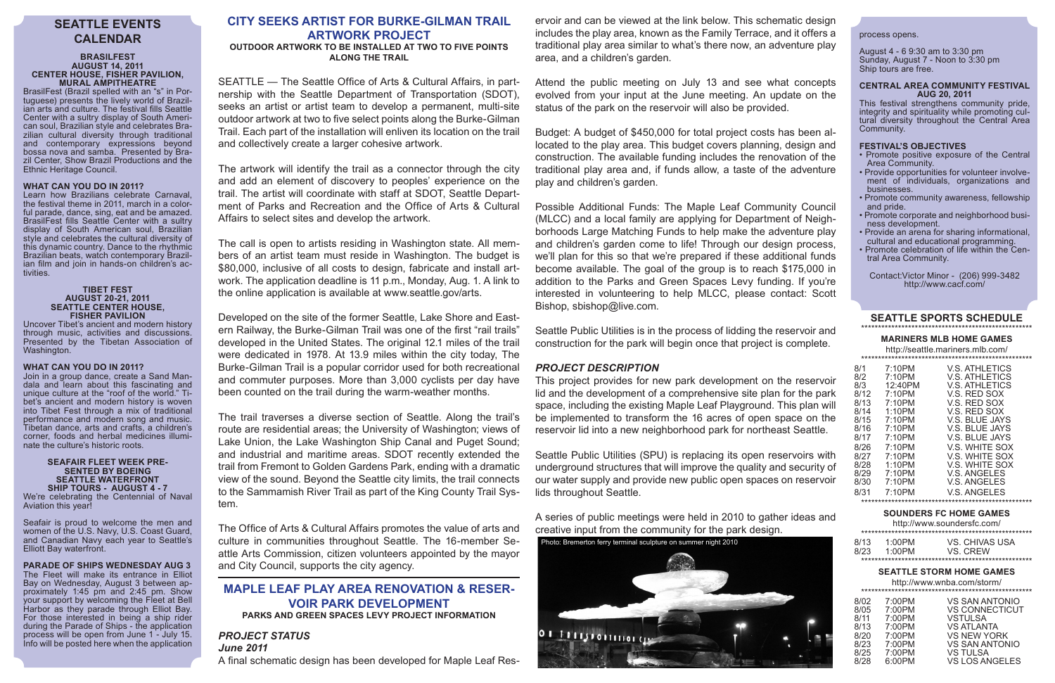# SEATTLE EVENTS CALENDAR

### BRASILFEST
**AUGUST 14, 2011**
**CENTER HOUSE, FISHER PAVILION, MURAL AMPITHEATRE**

BrasilFest (Brazil spelled with an "s" in Portuguese) presents the lively world of Brazilian arts and culture. The festival fills Seattle Center with a sultry display of South American soul, Brazilian style and celebrates Brazilian cultural diversity through traditional and contemporary expressions beyond bossa nova and samba. Presented by Brazil Center, Show Brazil Productions and the Ethnic Heritage Council.

**WHAT CAN YOU DO IN 2011?**

Learn how Brazilians celebrate Carnaval, the festival theme in 2011, march in a colorful parade, dance, sing, eat and be amazed. BrasilFest fills Seattle Center with a sultry display of South American soul, Brazilian style and celebrates the cultural diversity of this dynamic country. Dance to the rhythmic Brazilian beats, watch contemporary Brazilian film and join in hands-on children's activities.

### TIBET FEST
**AUGUST 20-21, 2011**
**SEATTLE CENTER HOUSE, FISHER PAVILION**

Uncover Tibet's ancient and modern history through music, activities and discussions. Presented by the Tibetan Association of Washington.

**WHAT CAN YOU DO IN 2011?**

Join in a group dance, create a Sand Mandala and learn about this fascinating and unique culture at the "roof of the world." Tibet's ancient and modern history is woven into Tibet Fest through a mix of traditional performance and modern song and music. Tibetan dance, arts and crafts, a children's corner, foods and herbal medicines illuminate the culture's historic roots.

### SEAFAIR FLEET WEEK PRESENTED BY BOEING SEATTLE WATERFRONT SHIP TOURS - AUGUST 4 - 7

We're celebrating the Centennial of Naval Aviation this year!

Seafair is proud to welcome the men and women of the U.S. Navy, U.S. Coast Guard, and Canadian Navy each year to Seattle's Elliott Bay waterfront.

**PARADE OF SHIPS WEDNESDAY AUG 3**

The Fleet will make its entrance in Elliot Bay on Wednesday, August 3 between approximately 1:45 pm and 2:45 pm. Show your support by welcoming the Fleet at Bell Harbor as they parade through Elliot Bay. For those interested in being a ship rider during the Parade of Ships - the application process will be open from June 1 - July 15. Info will be posted here when the application process opens.

August 4 - 6 9:30 am to 3:30 pm
Sunday, August 7 - Noon to 3:30 pm
Ship tours are free.

### CENTRAL AREA COMMUNITY FESTIVAL
**AUG 20, 2011**

This festival strengthens community pride, integrity and spirituality while promoting cultural diversity throughout the Central Area Community.

**FESTIVAL'S OBJECTIVES**

- Promote positive exposure of the Central Area Community.
- Provide opportunities for volunteer involvement of individuals, organizations and businesses.
- Promote community awareness, fellowship and pride.
- Promote corporate and neighborhood business development.
- Provide an arena for sharing informational, cultural and educational programming.
- Promote celebration of life within the Central Area Community.

Contact:Victor Minor - (206) 999-3482
http://www.cacf.com/

# CITY SEEKS ARTIST FOR BURKE-GILMAN TRAIL ARTWORK PROJECT

**OUTDOOR ARTWORK TO BE INSTALLED AT TWO TO FIVE POINTS ALONG THE TRAIL**

SEATTLE — The Seattle Office of Arts & Cultural Affairs, in partnership with the Seattle Department of Transportation (SDOT), seeks an artist or artist team to develop a permanent, multi-site outdoor artwork at two to five select points along the Burke-Gilman Trail. Each part of the installation will enliven its location on the trail and collectively create a larger cohesive artwork.

The artwork will identify the trail as a connector through the city and add an element of discovery to peoples' experience on the trail. The artist will coordinate with staff at SDOT, Seattle Department of Parks and Recreation and the Office of Arts & Cultural Affairs to select sites and develop the artwork.

The call is open to artists residing in Washington state. All members of an artist team must reside in Washington. The budget is \$80,000, inclusive of all costs to design, fabricate and install artwork. The application deadline is 11 p.m., Monday, Aug. 1. A link to the online application is available at www.seattle.gov/arts.

Developed on the site of the former Seattle, Lake Shore and Eastern Railway, the Burke-Gilman Trail was one of the first "rail trails" developed in the United States. The original 12.1 miles of the trail were dedicated in 1978. At 13.9 miles within the city today, The Burke-Gilman Trail is a popular corridor used for both recreational and commuter purposes. More than 3,000 cyclists per day have been counted on the trail during the warm-weather months.

The trail traverses a diverse section of Seattle. Along the trail's route are residential areas; the University of Washington; views of Lake Union, the Lake Washington Ship Canal and Puget Sound; and industrial and maritime areas. SDOT recently extended the trail from Fremont to Golden Gardens Park, ending with a dramatic view of the sound. Beyond the Seattle city limits, the trail connects to the Sammamish River Trail as part of the King County Trail System.

The Office of Arts & Cultural Affairs promotes the value of arts and culture in communities throughout Seattle. The 16-member Seattle Arts Commission, citizen volunteers appointed by the mayor and City Council, supports the city agency.

# MAPLE LEAF PLAY AREA RENOVATION & RESERVOIR PARK DEVELOPMENT

**PARKS AND GREEN SPACES LEVY PROJECT INFORMATION**

### *PROJECT STATUS*

***June 2011***

A final schematic design has been developed for Maple Leaf Reservoir and can be viewed at the link below. This schematic design includes the play area, known as the Family Terrace, and it offers a traditional play area similar to what's there now, an adventure play area, and a children's garden.

Attend the public meeting on July 13 and see what concepts evolved from your input at the June meeting. An update on the status of the park on the reservoir will also be provided.

Budget: A budget of \$450,000 for total project costs has been allocated to the play area. This budget covers planning, design and construction. The available funding includes the renovation of the traditional play area and, if funds allow, a taste of the adventure play and children's garden.

Possible Additional Funds: The Maple Leaf Community Council (MLCC) and a local family are applying for Department of Neighborhoods Large Matching Funds to help make the adventure play and children's garden come to life! Through our design process, we'll plan for this so that we're prepared if these additional funds become available. The goal of the group is to reach \$175,000 in addition to the Parks and Green Spaces Levy funding. If you're interested in volunteering to help MLCC, please contact: Scott Bishop, sbishop@live.com.

Seattle Public Utilities is in the process of lidding the reservoir and construction for the park will begin once that project is complete.

### *PROJECT DESCRIPTION*

This project provides for new park development on the reservoir lid and the development of a comprehensive site plan for the park space, including the existing Maple Leaf Playground. This plan will be implemented to transform the 16 acres of open space on the reservoir lid into a new neighborhood park for northeast Seattle.

Seattle Public Utilities (SPU) is replacing its open reservoirs with underground structures that will improve the quality and security of our water supply and provide new public open spaces on reservoir lids throughout Seattle.

A series of public meetings were held in 2010 to gather ideas and creative input from the community for the park design.

Photo: Bremerton ferry terminal sculpture on summer night 2010

# SEATTLE SPORTS SCHEDULE

### MARINERS MLB HOME GAMES
http://seattle.mariners.mlb.com/

| | | |
|---|---|---|
| 8/1 | 7:10PM | V.S. ATHLETICS |
| 8/2 | 7:10PM | V.S. ATHLETICS |
| 8/3 | 12:40PM | V.S. ATHLETICS |
| 8/12 | 7:10PM | V.S. RED SOX |
| 8/13 | 7:10PM | V.S. RED SOX |
| 8/14 | 1:10PM | V.S. RED SOX |
| 8/15 | 7:10PM | V.S. BLUE JAYS |
| 8/16 | 7:10PM | V.S. BLUE JAYS |
| 8/17 | 7:10PM | V.S. BLUE JAYS |
| 8/26 | 7:10PM | V.S. WHITE SOX |
| 8/27 | 7:10PM | V.S. WHITE SOX |
| 8/28 | 1:10PM | V.S. WHITE SOX |
| 8/29 | 7:10PM | V.S. ANGELES |
| 8/30 | 7:10PM | V.S. ANGELES |
| 8/31 | 7:10PM | V.S. ANGELES |

### SOUNDERS FC HOME GAMES
http://www.soundersfc.com/

| | | |
|---|---|---|
| 8/13 | 1:00PM | VS. CHIVAS USA |
| 8/23 | 1:00PM | VS. CREW |

### SEATTLE STORM HOME GAMES
http://www.wnba.com/storm/

| | | |
|---|---|---|
| 8/02 | 7:00PM | VS SAN ANTONIO |
| 8/05 | 7:00PM | VS CONNECTICUT |
| 8/11 | 7:00PM | VSTULSA |
| 8/13 | 7:00PM | VS ATLANTA |
| 8/20 | 7:00PM | VS NEW YORK |
| 8/23 | 7:00PM | VS SAN ANTONIO |
| 8/25 | 7:00PM | VS TULSA |
| 8/28 | 6:00PM | VS LOS ANGELES |